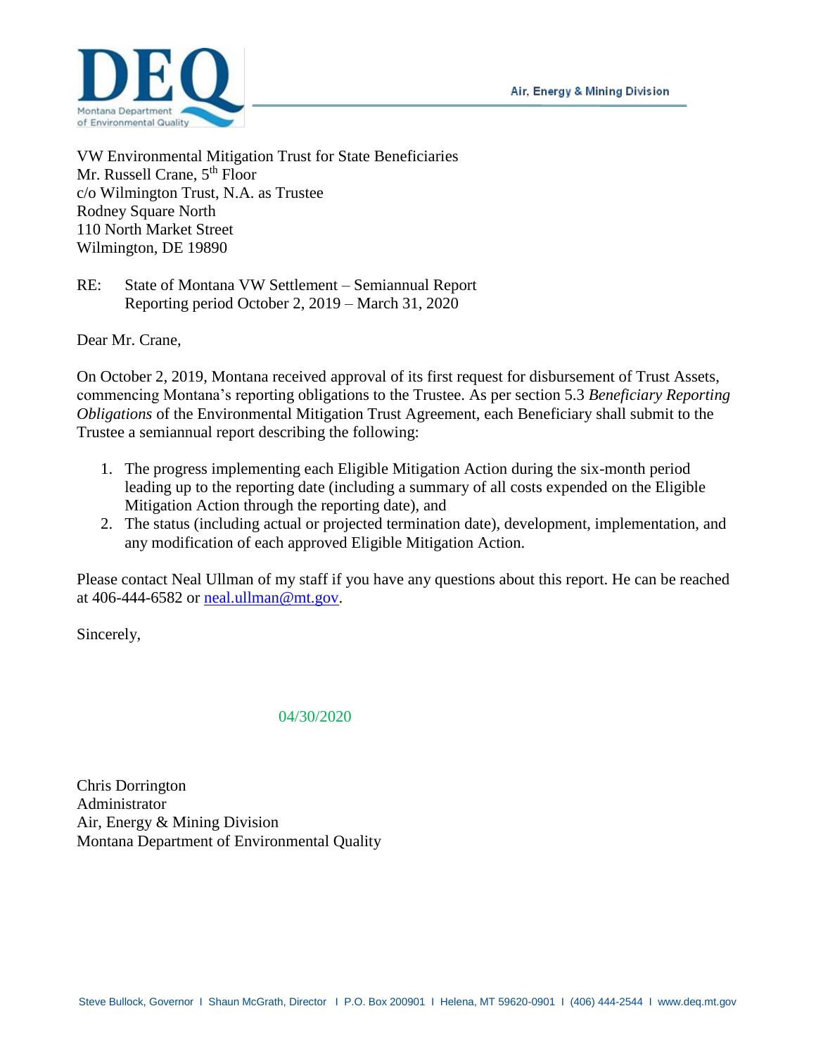DEQ
Montana Department of Environmental Quality

Air, Energy & Mining Division

VW Environmental Mitigation Trust for State Beneficiaries
Mr. Russell Crane, 5th Floor
c/o Wilmington Trust, N.A. as Trustee
Rodney Square North
110 North Market Street
Wilmington, DE 19890

RE: State of Montana VW Settlement – Semiannual Report
Reporting period October 2, 2019 – March 31, 2020

Dear Mr. Crane,

On October 2, 2019, Montana received approval of its first request for disbursement of Trust Assets, commencing Montana's reporting obligations to the Trustee. As per section 5.3 *Beneficiary Reporting Obligations* of the Environmental Mitigation Trust Agreement, each Beneficiary shall submit to the Trustee a semiannual report describing the following:

1. The progress implementing each Eligible Mitigation Action during the six-month period leading up to the reporting date (including a summary of all costs expended on the Eligible Mitigation Action through the reporting date), and
2. The status (including actual or projected termination date), development, implementation, and any modification of each approved Eligible Mitigation Action.

Please contact Neal Ullman of my staff if you have any questions about this report. He can be reached at 406-444-6582 or neal.ullman@mt.gov.

Sincerely,

04/30/2020

Chris Dorrington
Administrator
Air, Energy & Mining Division
Montana Department of Environmental Quality

Steve Bullock, Governor | Shaun McGrath, Director | P.O. Box 200901 | Helena, MT 59620-0901 | (406) 444-2544 | www.deq.mt.gov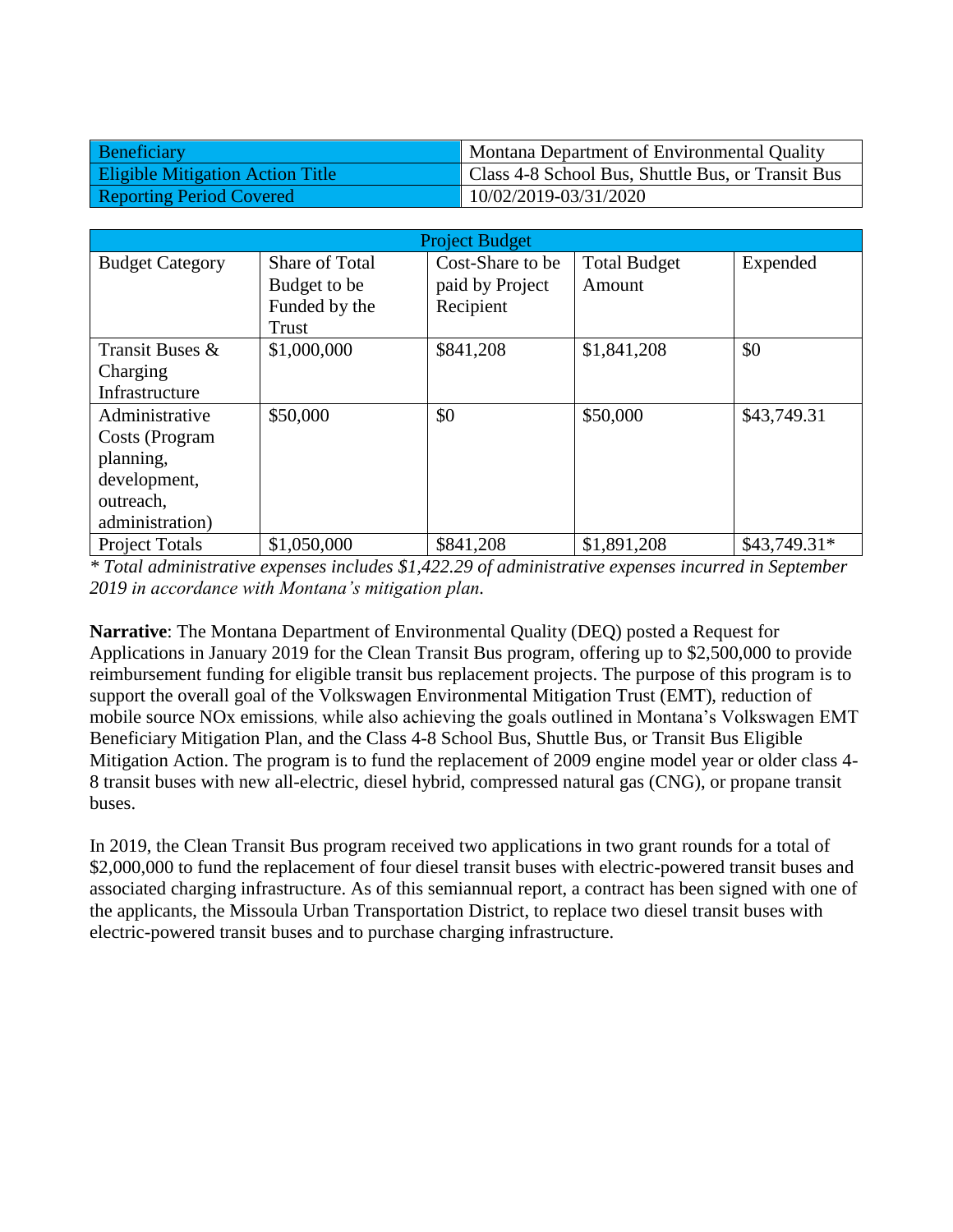| | |
|---|---|
| Beneficiary | Montana Department of Environmental Quality |
| Eligible Mitigation Action Title | Class 4-8 School Bus, Shuttle Bus, or Transit Bus |
| Reporting Period Covered | 10/02/2019-03/31/2020 |

| Project Budget | | | | |
|---|---|---|---|---|
| Budget Category | Share of Total Budget to be Funded by the Trust | Cost-Share to be paid by Project Recipient | Total Budget Amount | Expended |
| Transit Buses & Charging Infrastructure | $1,000,000 | $841,208 | $1,841,208 | $0 |
| Administrative Costs (Program planning, development, outreach, administration) | $50,000 | $0 | $50,000 | $43,749.31 |
| Project Totals | $1,050,000 | $841,208 | $1,891,208 | $43,749.31* |

*\* Total administrative expenses includes $1,422.29 of administrative expenses incurred in September 2019 in accordance with Montana's mitigation plan.*

**Narrative**: The Montana Department of Environmental Quality (DEQ) posted a Request for Applications in January 2019 for the Clean Transit Bus program, offering up to $2,500,000 to provide reimbursement funding for eligible transit bus replacement projects. The purpose of this program is to support the overall goal of the Volkswagen Environmental Mitigation Trust (EMT), reduction of mobile source NOx emissions, while also achieving the goals outlined in Montana's Volkswagen EMT Beneficiary Mitigation Plan, and the Class 4-8 School Bus, Shuttle Bus, or Transit Bus Eligible Mitigation Action. The program is to fund the replacement of 2009 engine model year or older class 4-8 transit buses with new all-electric, diesel hybrid, compressed natural gas (CNG), or propane transit buses.

In 2019, the Clean Transit Bus program received two applications in two grant rounds for a total of $2,000,000 to fund the replacement of four diesel transit buses with electric-powered transit buses and associated charging infrastructure. As of this semiannual report, a contract has been signed with one of the applicants, the Missoula Urban Transportation District, to replace two diesel transit buses with electric-powered transit buses and to purchase charging infrastructure.